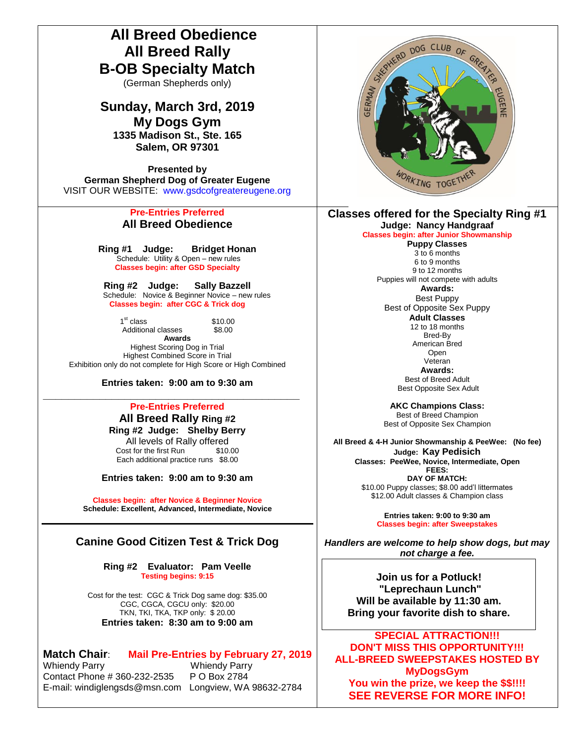# All Breed Obedience
# All Breed Rally
# B-OB Specialty Match

(German Shepherds only)

## Sunday, March 3rd, 2019
## My Dogs Gym

**1335 Madison St., Ste. 165**
**Salem, OR 97301**

**Presented by**
**German Shepherd Dog of Greater Eugene**
VISIT OUR WEBSITE: www.gsdcofgreatereugene.org

GERMAN SHEPHERD DOG CLUB OF GREATER EUGENE
WORKING TOGETHER

---

**Pre-Entries Preferred**

## All Breed Obedience

**Ring #1 Judge: Bridget Honan**
Schedule: Utility & Open – new rules
**Classes begin: after GSD Specialty**

**Ring #2 Judge: Sally Bazzell**
Schedule: Novice & Beginner Novice – new rules
**Classes begin: after CGC & Trick dog**

| | |
|---|---|
| 1st class | $10.00 |
| Additional classes | $8.00 |

**Awards**
Highest Scoring Dog in Trial
Highest Combined Score in Trial
Exhibition only do not complete for High Score or High Combined

**Entries taken: 9:00 am to 9:30 am**

---

**Pre-Entries Preferred**

## All Breed Rally Ring #2

**Ring #2 Judge: Shelby Berry**
All levels of Rally offered

| | |
|---|---|
| Cost for the first Run | $10.00 |
| Each additional practice runs | $8.00 |

**Entries taken: 9:00 am to 9:30 am**

**Classes begin: after Novice & Beginner Novice**
**Schedule: Excellent, Advanced, Intermediate, Novice**

---

## Canine Good Citizen Test & Trick Dog

**Ring #2 Evaluator: Pam Veelle**
**Testing begins: 9:15**

Cost for the test: CGC & Trick Dog same dog: $35.00
CGC, CGCA, CGCU only: $20.00
TKN, TKI, TKA, TKP only: $ 20.00
**Entries taken: 8:30 am to 9:00 am**

**Match Chair**: Whiendy Parry
Contact Phone # 360-232-2535
E-mail: windiglengsds@msn.com

**Mail Pre-Entries by February 27, 2019**
Whiendy Parry
P O Box 2784
Longview, WA 98632-2784

---

## Classes offered for the Specialty Ring #1

**Judge: Nancy Handgraaf**
**Classes begin: after Junior Showmanship**

**Puppy Classes**
3 to 6 months
6 to 9 months
9 to 12 months
Puppies will not compete with adults

**Awards:**
Best Puppy
Best of Opposite Sex Puppy

**Adult Classes**
12 to 18 months
Bred-By
American Bred
Open
Veteran

**Awards:**
Best of Breed Adult
Best Opposite Sex Adult

**AKC Champions Class:**
Best of Breed Champion
Best of Opposite Sex Champion

**All Breed & 4-H Junior Showmanship & PeeWee: (No fee)**
**Judge: Kay Pedisich**
**Classes: PeeWee, Novice, Intermediate, Open**

**FEES:**
**DAY OF MATCH:**
$10.00 Puppy classes; $8.00 add'l littermates
$12.00 Adult classes & Champion class

**Entries taken: 9:00 to 9:30 am**
**Classes begin: after Sweepstakes**

***Handlers are welcome to help show dogs, but may not charge a fee.***

**Join us for a Potluck!**
**"Leprechaun Lunch"**
**Will be available by 11:30 am.**
**Bring your favorite dish to share.**

**SPECIAL ATTRACTION!!!**
**DON'T MISS THIS OPPORTUNITY!!!**
**ALL-BREED SWEEPSTAKES HOSTED BY MyDogsGym**
**You win the prize, we keep the $$!!!!**
**SEE REVERSE FOR MORE INFO!**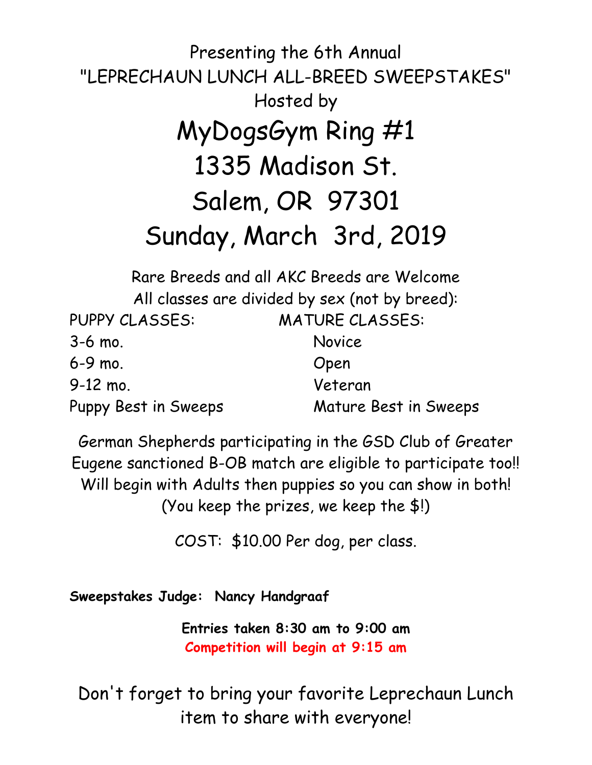Presenting the 6th Annual
"LEPRECHAUN LUNCH ALL-BREED SWEEPSTAKES"
Hosted by

# MyDogsGym Ring #1
# 1335 Madison St.
# Salem, OR 97301
# Sunday, March 3rd, 2019

Rare Breeds and all AKC Breeds are Welcome
All classes are divided by sex (not by breed):

| PUPPY CLASSES: | MATURE CLASSES: |
|---|---|
| 3-6 mo. | Novice |
| 6-9 mo. | Open |
| 9-12 mo. | Veteran |
| Puppy Best in Sweeps | Mature Best in Sweeps |

German Shepherds participating in the GSD Club of Greater Eugene sanctioned B-OB match are eligible to participate too!!
Will begin with Adults then puppies so you can show in both!
(You keep the prizes, we keep the $!)

COST: $10.00 Per dog, per class.

**Sweepstakes Judge: Nancy Handgraaf**

**Entries taken 8:30 am to 9:00 am**
**Competition will begin at 9:15 am**

Don't forget to bring your favorite Leprechaun Lunch item to share with everyone!